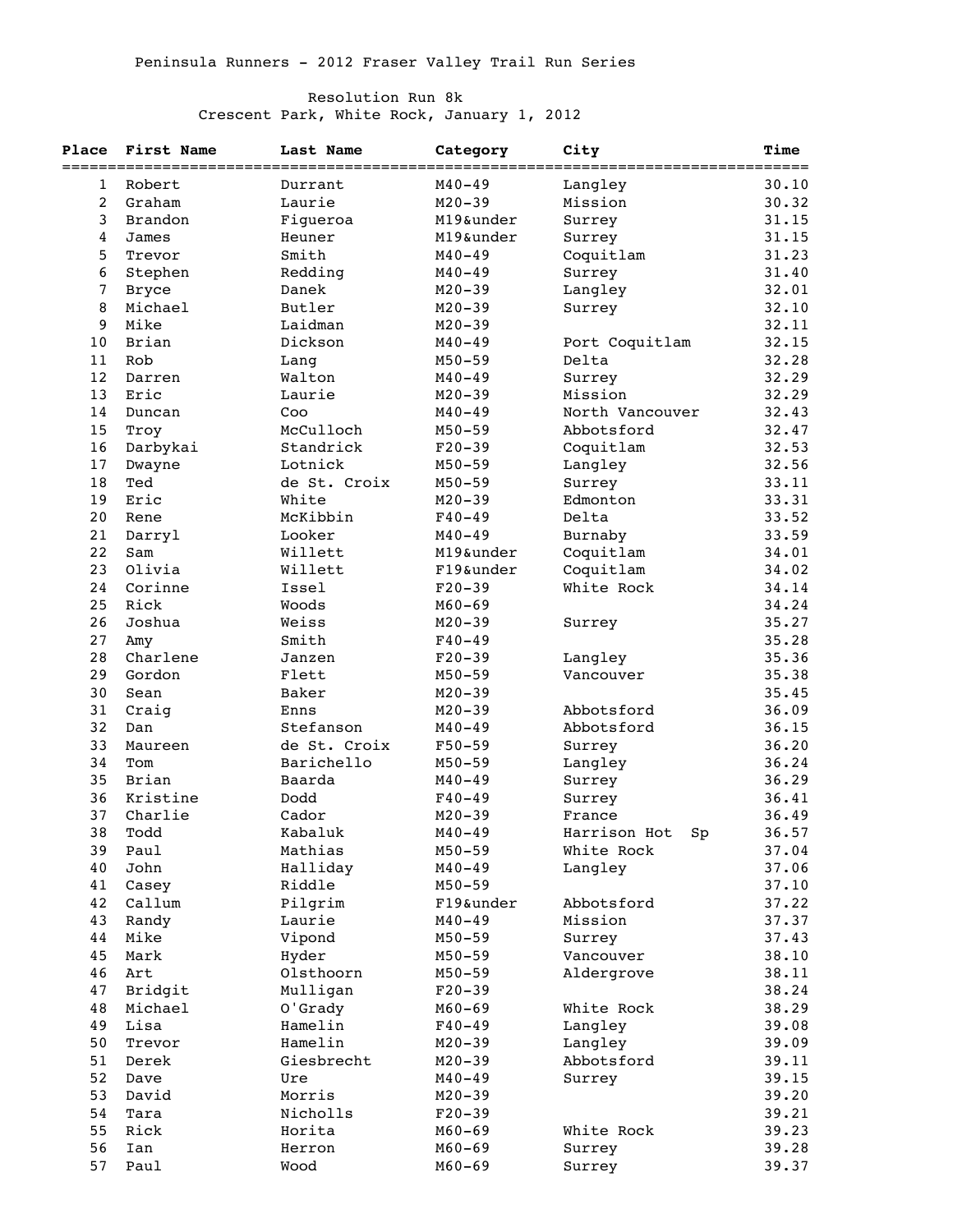Peninsula Runners - 2012 Fraser Valley Trail Run Series

Resolution Run 8k
Crescent Park, White Rock, January 1, 2012

| Place | First Name | Last Name | Category | City | Time |
|---|---|---|---|---|---|
| 1 | Robert | Durrant | M40-49 | Langley | 30.10 |
| 2 | Graham | Laurie | M20-39 | Mission | 30.32 |
| 3 | Brandon | Figueroa | M19&under | Surrey | 31.15 |
| 4 | James | Heuner | M19&under | Surrey | 31.15 |
| 5 | Trevor | Smith | M40-49 | Coquitlam | 31.23 |
| 6 | Stephen | Redding | M40-49 | Surrey | 31.40 |
| 7 | Bryce | Danek | M20-39 | Langley | 32.01 |
| 8 | Michael | Butler | M20-39 | Surrey | 32.10 |
| 9 | Mike | Laidman | M20-39 | | 32.11 |
| 10 | Brian | Dickson | M40-49 | Port Coquitlam | 32.15 |
| 11 | Rob | Lang | M50-59 | Delta | 32.28 |
| 12 | Darren | Walton | M40-49 | Surrey | 32.29 |
| 13 | Eric | Laurie | M20-39 | Mission | 32.29 |
| 14 | Duncan | Coo | M40-49 | North Vancouver | 32.43 |
| 15 | Troy | McCulloch | M50-59 | Abbotsford | 32.47 |
| 16 | Darbykai | Standrick | F20-39 | Coquitlam | 32.53 |
| 17 | Dwayne | Lotnick | M50-59 | Langley | 32.56 |
| 18 | Ted | de St. Croix | M50-59 | Surrey | 33.11 |
| 19 | Eric | White | M20-39 | Edmonton | 33.31 |
| 20 | Rene | McKibbin | F40-49 | Delta | 33.52 |
| 21 | Darryl | Looker | M40-49 | Burnaby | 33.59 |
| 22 | Sam | Willett | M19&under | Coquitlam | 34.01 |
| 23 | Olivia | Willett | F19&under | Coquitlam | 34.02 |
| 24 | Corinne | Issel | F20-39 | White Rock | 34.14 |
| 25 | Rick | Woods | M60-69 | | 34.24 |
| 26 | Joshua | Weiss | M20-39 | Surrey | 35.27 |
| 27 | Amy | Smith | F40-49 | | 35.28 |
| 28 | Charlene | Janzen | F20-39 | Langley | 35.36 |
| 29 | Gordon | Flett | M50-59 | Vancouver | 35.38 |
| 30 | Sean | Baker | M20-39 | | 35.45 |
| 31 | Craig | Enns | M20-39 | Abbotsford | 36.09 |
| 32 | Dan | Stefanson | M40-49 | Abbotsford | 36.15 |
| 33 | Maureen | de St. Croix | F50-59 | Surrey | 36.20 |
| 34 | Tom | Barichello | M50-59 | Langley | 36.24 |
| 35 | Brian | Baarda | M40-49 | Surrey | 36.29 |
| 36 | Kristine | Dodd | F40-49 | Surrey | 36.41 |
| 37 | Charlie | Cador | M20-39 | France | 36.49 |
| 38 | Todd | Kabaluk | M40-49 | Harrison Hot Sp | 36.57 |
| 39 | Paul | Mathias | M50-59 | White Rock | 37.04 |
| 40 | John | Halliday | M40-49 | Langley | 37.06 |
| 41 | Casey | Riddle | M50-59 | | 37.10 |
| 42 | Callum | Pilgrim | F19&under | Abbotsford | 37.22 |
| 43 | Randy | Laurie | M40-49 | Mission | 37.37 |
| 44 | Mike | Vipond | M50-59 | Surrey | 37.43 |
| 45 | Mark | Hyder | M50-59 | Vancouver | 38.10 |
| 46 | Art | Olsthoorn | M50-59 | Aldergrove | 38.11 |
| 47 | Bridgit | Mulligan | F20-39 | | 38.24 |
| 48 | Michael | O'Grady | M60-69 | White Rock | 38.29 |
| 49 | Lisa | Hamelin | F40-49 | Langley | 39.08 |
| 50 | Trevor | Hamelin | M20-39 | Langley | 39.09 |
| 51 | Derek | Giesbrecht | M20-39 | Abbotsford | 39.11 |
| 52 | Dave | Ure | M40-49 | Surrey | 39.15 |
| 53 | David | Morris | M20-39 | | 39.20 |
| 54 | Tara | Nicholls | F20-39 | | 39.21 |
| 55 | Rick | Horita | M60-69 | White Rock | 39.23 |
| 56 | Ian | Herron | M60-69 | Surrey | 39.28 |
| 57 | Paul | Wood | M60-69 | Surrey | 39.37 |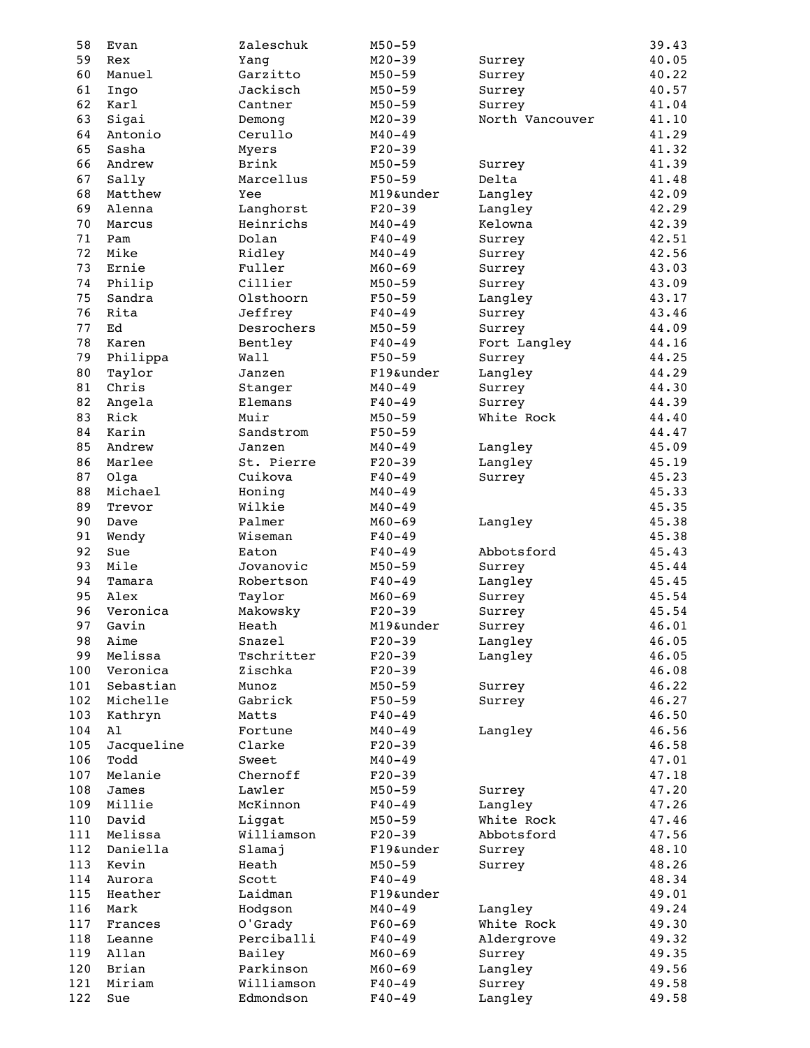| | | | | | |
|---|---|---|---|---|---|
| 58 | Evan | Zaleschuk | M50-59 | | 39.43 |
| 59 | Rex | Yang | M20-39 | Surrey | 40.05 |
| 60 | Manuel | Garzitto | M50-59 | Surrey | 40.22 |
| 61 | Ingo | Jackisch | M50-59 | Surrey | 40.57 |
| 62 | Karl | Cantner | M50-59 | Surrey | 41.04 |
| 63 | Sigai | Demong | M20-39 | North Vancouver | 41.10 |
| 64 | Antonio | Cerullo | M40-49 | | 41.29 |
| 65 | Sasha | Myers | F20-39 | | 41.32 |
| 66 | Andrew | Brink | M50-59 | Surrey | 41.39 |
| 67 | Sally | Marcellus | F50-59 | Delta | 41.48 |
| 68 | Matthew | Yee | M19&under | Langley | 42.09 |
| 69 | Alenna | Langhorst | F20-39 | Langley | 42.29 |
| 70 | Marcus | Heinrichs | M40-49 | Kelowna | 42.39 |
| 71 | Pam | Dolan | F40-49 | Surrey | 42.51 |
| 72 | Mike | Ridley | M40-49 | Surrey | 42.56 |
| 73 | Ernie | Fuller | M60-69 | Surrey | 43.03 |
| 74 | Philip | Cillier | M50-59 | Surrey | 43.09 |
| 75 | Sandra | Olsthoorn | F50-59 | Langley | 43.17 |
| 76 | Rita | Jeffrey | F40-49 | Surrey | 43.46 |
| 77 | Ed | Desrochers | M50-59 | Surrey | 44.09 |
| 78 | Karen | Bentley | F40-49 | Fort Langley | 44.16 |
| 79 | Philippa | Wall | F50-59 | Surrey | 44.25 |
| 80 | Taylor | Janzen | F19&under | Langley | 44.29 |
| 81 | Chris | Stanger | M40-49 | Surrey | 44.30 |
| 82 | Angela | Elemans | F40-49 | Surrey | 44.39 |
| 83 | Rick | Muir | M50-59 | White Rock | 44.40 |
| 84 | Karin | Sandstrom | F50-59 | | 44.47 |
| 85 | Andrew | Janzen | M40-49 | Langley | 45.09 |
| 86 | Marlee | St. Pierre | F20-39 | Langley | 45.19 |
| 87 | Olga | Cuikova | F40-49 | Surrey | 45.23 |
| 88 | Michael | Honing | M40-49 | | 45.33 |
| 89 | Trevor | Wilkie | M40-49 | | 45.35 |
| 90 | Dave | Palmer | M60-69 | Langley | 45.38 |
| 91 | Wendy | Wiseman | F40-49 | | 45.38 |
| 92 | Sue | Eaton | F40-49 | Abbotsford | 45.43 |
| 93 | Mile | Jovanovic | M50-59 | Surrey | 45.44 |
| 94 | Tamara | Robertson | F40-49 | Langley | 45.45 |
| 95 | Alex | Taylor | M60-69 | Surrey | 45.54 |
| 96 | Veronica | Makowsky | F20-39 | Surrey | 45.54 |
| 97 | Gavin | Heath | M19&under | Surrey | 46.01 |
| 98 | Aime | Snazel | F20-39 | Langley | 46.05 |
| 99 | Melissa | Tschritter | F20-39 | Langley | 46.05 |
| 100 | Veronica | Zischka | F20-39 | | 46.08 |
| 101 | Sebastian | Munoz | M50-59 | Surrey | 46.22 |
| 102 | Michelle | Gabrick | F50-59 | Surrey | 46.27 |
| 103 | Kathryn | Matts | F40-49 | | 46.50 |
| 104 | Al | Fortune | M40-49 | Langley | 46.56 |
| 105 | Jacqueline | Clarke | F20-39 | | 46.58 |
| 106 | Todd | Sweet | M40-49 | | 47.01 |
| 107 | Melanie | Chernoff | F20-39 | | 47.18 |
| 108 | James | Lawler | M50-59 | Surrey | 47.20 |
| 109 | Millie | McKinnon | F40-49 | Langley | 47.26 |
| 110 | David | Liggat | M50-59 | White Rock | 47.46 |
| 111 | Melissa | Williamson | F20-39 | Abbotsford | 47.56 |
| 112 | Daniella | Slamaj | F19&under | Surrey | 48.10 |
| 113 | Kevin | Heath | M50-59 | Surrey | 48.26 |
| 114 | Aurora | Scott | F40-49 | | 48.34 |
| 115 | Heather | Laidman | F19&under | | 49.01 |
| 116 | Mark | Hodgson | M40-49 | Langley | 49.24 |
| 117 | Frances | O'Grady | F60-69 | White Rock | 49.30 |
| 118 | Leanne | Perciballi | F40-49 | Aldergrove | 49.32 |
| 119 | Allan | Bailey | M60-69 | Surrey | 49.35 |
| 120 | Brian | Parkinson | M60-69 | Langley | 49.56 |
| 121 | Miriam | Williamson | F40-49 | Surrey | 49.58 |
| 122 | Sue | Edmondson | F40-49 | Langley | 49.58 |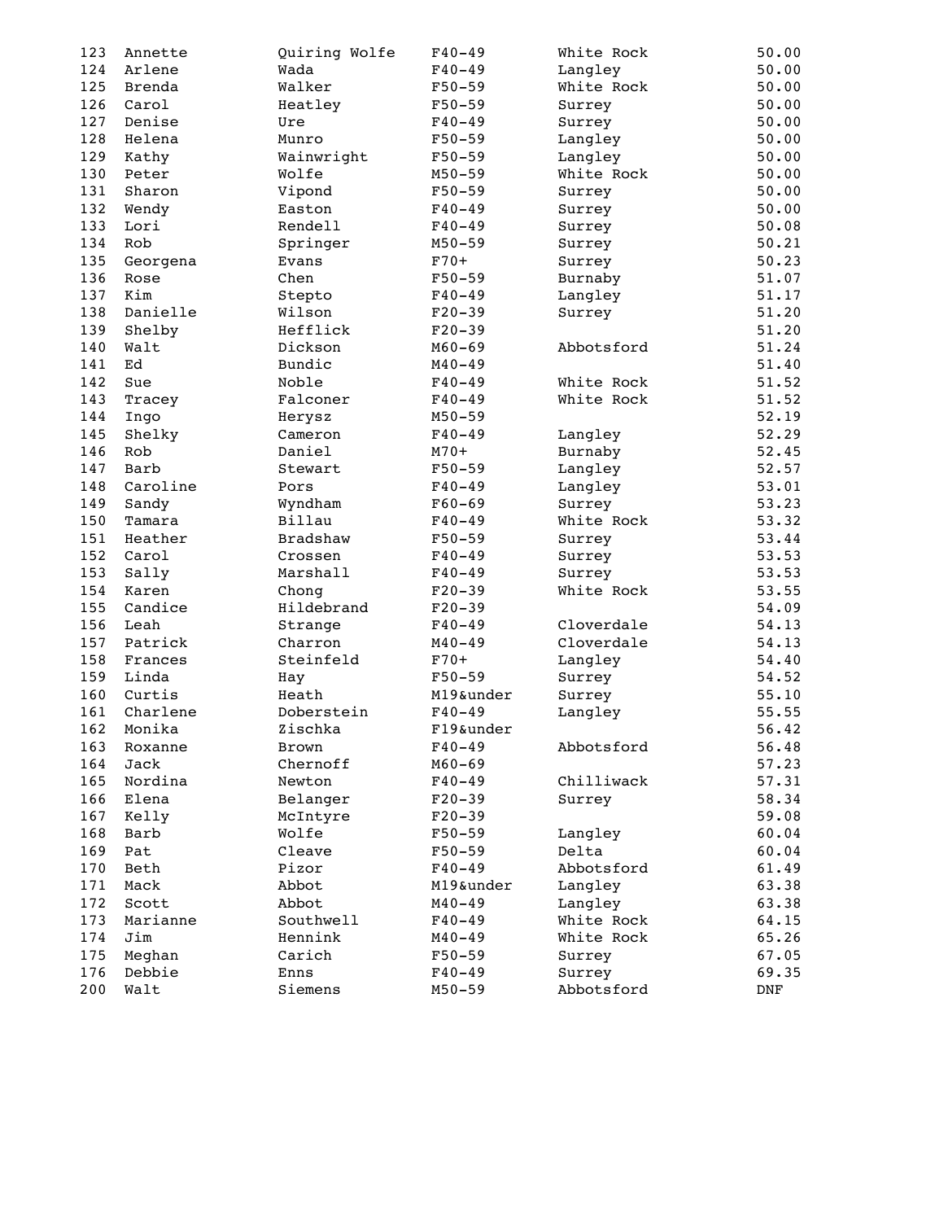| | | | | | |
|---|---|---|---|---|---|
| 123 | Annette | Quiring Wolfe | F40-49 | White Rock | 50.00 |
| 124 | Arlene | Wada | F40-49 | Langley | 50.00 |
| 125 | Brenda | Walker | F50-59 | White Rock | 50.00 |
| 126 | Carol | Heatley | F50-59 | Surrey | 50.00 |
| 127 | Denise | Ure | F40-49 | Surrey | 50.00 |
| 128 | Helena | Munro | F50-59 | Langley | 50.00 |
| 129 | Kathy | Wainwright | F50-59 | Langley | 50.00 |
| 130 | Peter | Wolfe | M50-59 | White Rock | 50.00 |
| 131 | Sharon | Vipond | F50-59 | Surrey | 50.00 |
| 132 | Wendy | Easton | F40-49 | Surrey | 50.00 |
| 133 | Lori | Rendell | F40-49 | Surrey | 50.08 |
| 134 | Rob | Springer | M50-59 | Surrey | 50.21 |
| 135 | Georgena | Evans | F70+ | Surrey | 50.23 |
| 136 | Rose | Chen | F50-59 | Burnaby | 51.07 |
| 137 | Kim | Stepto | F40-49 | Langley | 51.17 |
| 138 | Danielle | Wilson | F20-39 | Surrey | 51.20 |
| 139 | Shelby | Hefflick | F20-39 | | 51.20 |
| 140 | Walt | Dickson | M60-69 | Abbotsford | 51.24 |
| 141 | Ed | Bundic | M40-49 | | 51.40 |
| 142 | Sue | Noble | F40-49 | White Rock | 51.52 |
| 143 | Tracey | Falconer | F40-49 | White Rock | 51.52 |
| 144 | Ingo | Herysz | M50-59 | | 52.19 |
| 145 | Shelky | Cameron | F40-49 | Langley | 52.29 |
| 146 | Rob | Daniel | M70+ | Burnaby | 52.45 |
| 147 | Barb | Stewart | F50-59 | Langley | 52.57 |
| 148 | Caroline | Pors | F40-49 | Langley | 53.01 |
| 149 | Sandy | Wyndham | F60-69 | Surrey | 53.23 |
| 150 | Tamara | Billau | F40-49 | White Rock | 53.32 |
| 151 | Heather | Bradshaw | F50-59 | Surrey | 53.44 |
| 152 | Carol | Crossen | F40-49 | Surrey | 53.53 |
| 153 | Sally | Marshall | F40-49 | Surrey | 53.53 |
| 154 | Karen | Chong | F20-39 | White Rock | 53.55 |
| 155 | Candice | Hildebrand | F20-39 | | 54.09 |
| 156 | Leah | Strange | F40-49 | Cloverdale | 54.13 |
| 157 | Patrick | Charron | M40-49 | Cloverdale | 54.13 |
| 158 | Frances | Steinfeld | F70+ | Langley | 54.40 |
| 159 | Linda | Hay | F50-59 | Surrey | 54.52 |
| 160 | Curtis | Heath | M19&under | Surrey | 55.10 |
| 161 | Charlene | Doberstein | F40-49 | Langley | 55.55 |
| 162 | Monika | Zischka | F19&under | | 56.42 |
| 163 | Roxanne | Brown | F40-49 | Abbotsford | 56.48 |
| 164 | Jack | Chernoff | M60-69 | | 57.23 |
| 165 | Nordina | Newton | F40-49 | Chilliwack | 57.31 |
| 166 | Elena | Belanger | F20-39 | Surrey | 58.34 |
| 167 | Kelly | McIntyre | F20-39 | | 59.08 |
| 168 | Barb | Wolfe | F50-59 | Langley | 60.04 |
| 169 | Pat | Cleave | F50-59 | Delta | 60.04 |
| 170 | Beth | Pizor | F40-49 | Abbotsford | 61.49 |
| 171 | Mack | Abbot | M19&under | Langley | 63.38 |
| 172 | Scott | Abbot | M40-49 | Langley | 63.38 |
| 173 | Marianne | Southwell | F40-49 | White Rock | 64.15 |
| 174 | Jim | Hennink | M40-49 | White Rock | 65.26 |
| 175 | Meghan | Carich | F50-59 | Surrey | 67.05 |
| 176 | Debbie | Enns | F40-49 | Surrey | 69.35 |
| 200 | Walt | Siemens | M50-59 | Abbotsford | DNF |